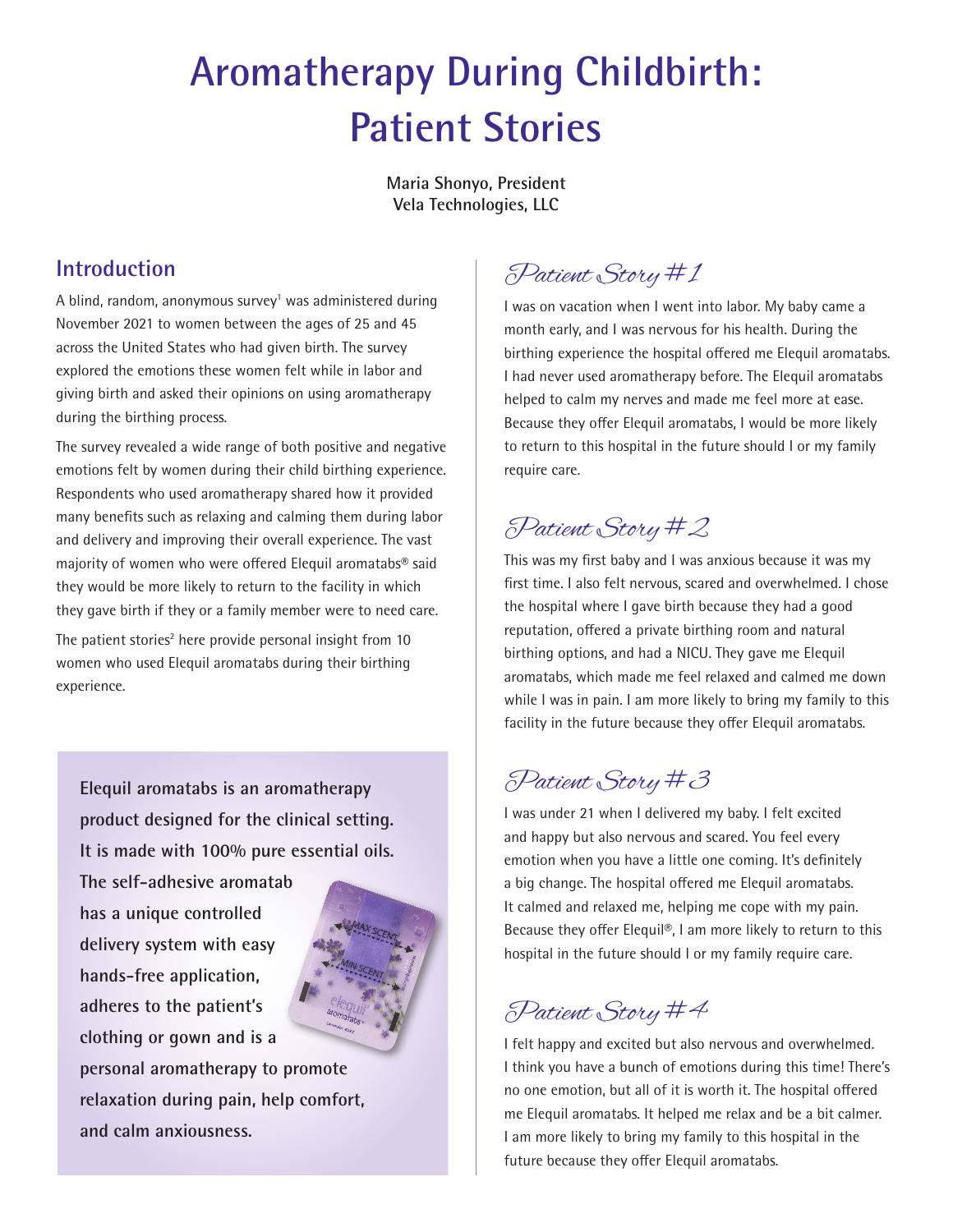# Aromatherapy During Childbirth: Patient Stories

**Maria Shonyo, President**
**Vela Technologies, LLC**

## Introduction

A blind, random, anonymous survey[1] was administered during November 2021 to women between the ages of 25 and 45 across the United States who had given birth. The survey explored the emotions these women felt while in labor and giving birth and asked their opinions on using aromatherapy during the birthing process.

The survey revealed a wide range of both positive and negative emotions felt by women during their child birthing experience. Respondents who used aromatherapy shared how it provided many benefits such as relaxing and calming them during labor and delivery and improving their overall experience. The vast majority of women who were offered Elequil aromatabs® said they would be more likely to return to the facility in which they gave birth if they or a family member were to need care.

The patient stories[2] here provide personal insight from 10 women who used Elequil aromatabs during their birthing experience.

**Elequil aromatabs is an aromatherapy product designed for the clinical setting. It is made with 100% pure essential oils. The self-adhesive aromatab has a unique controlled delivery system with easy hands-free application, adheres to the patient's clothing or gown and is a personal aromatherapy to promote relaxation during pain, help comfort, and calm anxiousness.**

## *Patient Story #1*

I was on vacation when I went into labor. My baby came a month early, and I was nervous for his health. During the birthing experience the hospital offered me Elequil aromatabs. I had never used aromatherapy before. The Elequil aromatabs helped to calm my nerves and made me feel more at ease. Because they offer Elequil aromatabs, I would be more likely to return to this hospital in the future should I or my family require care.

## *Patient Story #2*

This was my first baby and I was anxious because it was my first time. I also felt nervous, scared and overwhelmed. I chose the hospital where I gave birth because they had a good reputation, offered a private birthing room and natural birthing options, and had a NICU. They gave me Elequil aromatabs, which made me feel relaxed and calmed me down while I was in pain. I am more likely to bring my family to this facility in the future because they offer Elequil aromatabs.

## *Patient Story #3*

I was under 21 when I delivered my baby. I felt excited and happy but also nervous and scared. You feel every emotion when you have a little one coming. It's definitely a big change. The hospital offered me Elequil aromatabs. It calmed and relaxed me, helping me cope with my pain. Because they offer Elequil®, I am more likely to return to this hospital in the future should I or my family require care.

## *Patient Story #4*

I felt happy and excited but also nervous and overwhelmed. I think you have a bunch of emotions during this time! There's no one emotion, but all of it is worth it. The hospital offered me Elequil aromatabs. It helped me relax and be a bit calmer. I am more likely to bring my family to this hospital in the future because they offer Elequil aromatabs.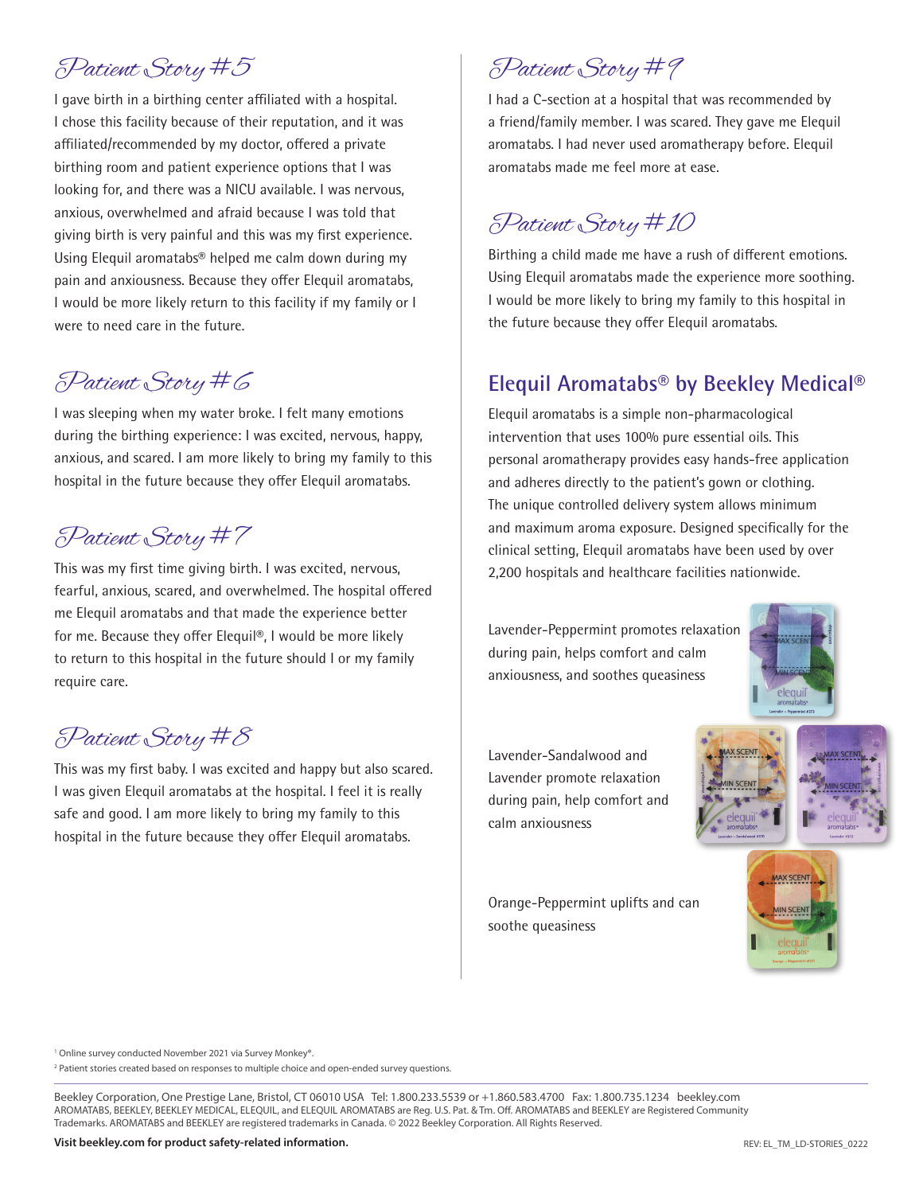## Patient Story #5

I gave birth in a birthing center affiliated with a hospital. I chose this facility because of their reputation, and it was affiliated/recommended by my doctor, offered a private birthing room and patient experience options that I was looking for, and there was a NICU available. I was nervous, anxious, overwhelmed and afraid because I was told that giving birth is very painful and this was my first experience. Using Elequil aromatabs® helped me calm down during my pain and anxiousness. Because they offer Elequil aromatabs, I would be more likely return to this facility if my family or I were to need care in the future.

## Patient Story #6

I was sleeping when my water broke. I felt many emotions during the birthing experience: I was excited, nervous, happy, anxious, and scared. I am more likely to bring my family to this hospital in the future because they offer Elequil aromatabs.

## Patient Story #7

This was my first time giving birth. I was excited, nervous, fearful, anxious, scared, and overwhelmed. The hospital offered me Elequil aromatabs and that made the experience better for me. Because they offer Elequil®, I would be more likely to return to this hospital in the future should I or my family require care.

## Patient Story #8

This was my first baby. I was excited and happy but also scared. I was given Elequil aromatabs at the hospital. I feel it is really safe and good. I am more likely to bring my family to this hospital in the future because they offer Elequil aromatabs.

## Patient Story #9

I had a C-section at a hospital that was recommended by a friend/family member. I was scared. They gave me Elequil aromatabs. I had never used aromatherapy before. Elequil aromatabs made me feel more at ease.

## Patient Story #10

Birthing a child made me have a rush of different emotions. Using Elequil aromatabs made the experience more soothing. I would be more likely to bring my family to this hospital in the future because they offer Elequil aromatabs.

## Elequil Aromatabs® by Beekley Medical®

Elequil aromatabs is a simple non-pharmacological intervention that uses 100% pure essential oils. This personal aromatherapy provides easy hands-free application and adheres directly to the patient's gown or clothing. The unique controlled delivery system allows minimum and maximum aroma exposure. Designed specifically for the clinical setting, Elequil aromatabs have been used by over 2,200 hospitals and healthcare facilities nationwide.

Lavender-Peppermint promotes relaxation during pain, helps comfort and calm anxiousness, and soothes queasiness

Lavender-Sandalwood and Lavender promote relaxation during pain, help comfort and calm anxiousness

Orange-Peppermint uplifts and can soothe queasiness

[1] Online survey conducted November 2021 via Survey Monkey®.

[2] Patient stories created based on responses to multiple choice and open-ended survey questions.

Beekley Corporation, One Prestige Lane, Bristol, CT 06010 USA Tel: 1.800.233.5539 or +1.860.583.4700 Fax: 1.800.735.1234 beekley.com
AROMATABS, BEEKLEY, BEEKLEY MEDICAL, ELEQUIL, and ELEQUIL AROMATABS are Reg. U.S. Pat. & Tm. Off. AROMATABS and BEEKLEY are Registered Community Trademarks. AROMATABS and BEEKLEY are registered trademarks in Canada. © 2022 Beekley Corporation. All Rights Reserved.

**Visit beekley.com for product safety-related information.**

REV: EL_TM_LD-STORIES_0222